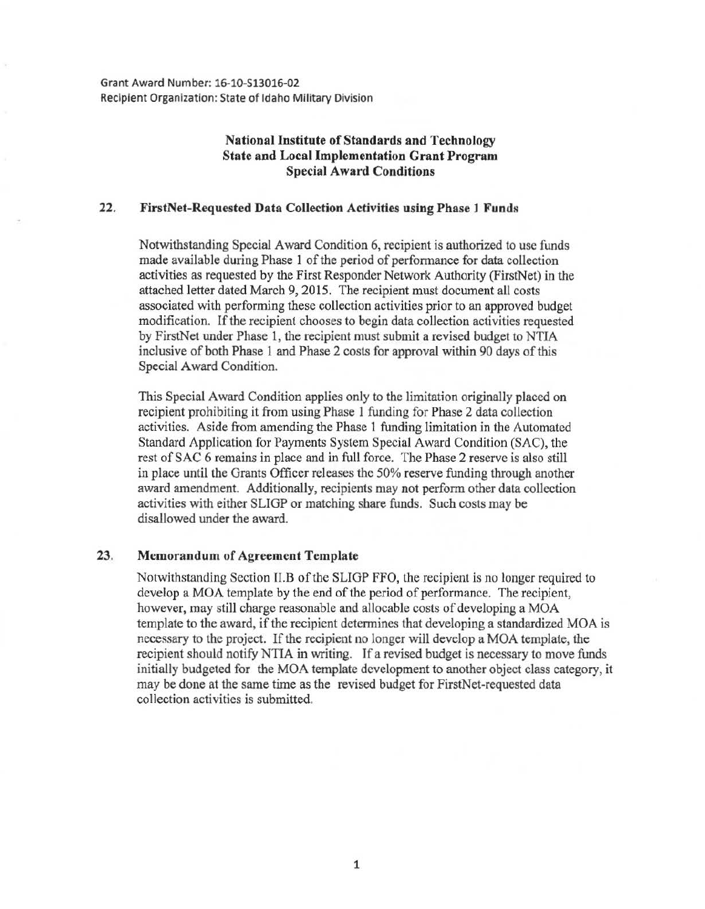Grant Award Number: 16-10-S13016-02
Recipient Organization: State of Idaho Military Division

**National Institute of Standards and Technology**
**State and Local Implementation Grant Program**
**Special Award Conditions**

## 22. FirstNet-Requested Data Collection Activities using Phase 1 Funds

Notwithstanding Special Award Condition 6, recipient is authorized to use funds made available during Phase 1 of the period of performance for data collection activities as requested by the First Responder Network Authority (FirstNet) in the attached letter dated March 9, 2015. The recipient must document all costs associated with performing these collection activities prior to an approved budget modification. If the recipient chooses to begin data collection activities requested by FirstNet under Phase 1, the recipient must submit a revised budget to NTIA inclusive of both Phase 1 and Phase 2 costs for approval within 90 days of this Special Award Condition.

This Special Award Condition applies only to the limitation originally placed on recipient prohibiting it from using Phase 1 funding for Phase 2 data collection activities. Aside from amending the Phase 1 funding limitation in the Automated Standard Application for Payments System Special Award Condition (SAC), the rest of SAC 6 remains in place and in full force. The Phase 2 reserve is also still in place until the Grants Officer releases the 50% reserve funding through another award amendment. Additionally, recipients may not perform other data collection activities with either SLIGP or matching share funds. Such costs may be disallowed under the award.

## 23. Memorandum of Agreement Template

Notwithstanding Section II.B of the SLIGP FFO, the recipient is no longer required to develop a MOA template by the end of the period of performance. The recipient, however, may still charge reasonable and allocable costs of developing a MOA template to the award, if the recipient determines that developing a standardized MOA is necessary to the project. If the recipient no longer will develop a MOA template, the recipient should notify NTIA in writing. If a revised budget is necessary to move funds initially budgeted for the MOA template development to another object class category, it may be done at the same time as the revised budget for FirstNet-requested data collection activities is submitted.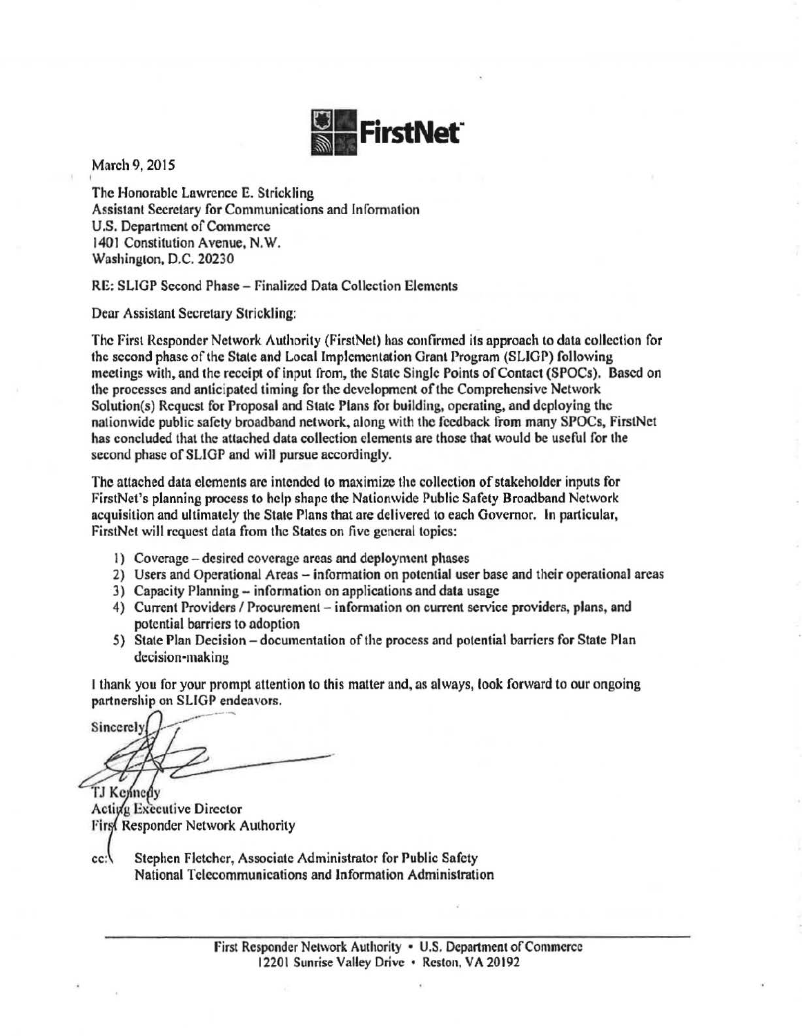# FirstNet

March 9, 2015

The Honorable Lawrence E. Strickling
Assistant Secretary for Communications and Information
U.S. Department of Commerce
1401 Constitution Avenue, N.W.
Washington, D.C. 20230

RE: SLIGP Second Phase – Finalized Data Collection Elements

Dear Assistant Secretary Strickling:

The First Responder Network Authority (FirstNet) has confirmed its approach to data collection for the second phase of the State and Local Implementation Grant Program (SLIGP) following meetings with, and the receipt of input from, the State Single Points of Contact (SPOCs). Based on the processes and anticipated timing for the development of the Comprehensive Network Solution(s) Request for Proposal and State Plans for building, operating, and deploying the nationwide public safety broadband network, along with the feedback from many SPOCs, FirstNet has concluded that the attached data collection elements are those that would be useful for the second phase of SLIGP and will pursue accordingly.

The attached data elements are intended to maximize the collection of stakeholder inputs for FirstNet's planning process to help shape the Nationwide Public Safety Broadband Network acquisition and ultimately the State Plans that are delivered to each Governor. In particular, FirstNet will request data from the States on five general topics:

1) Coverage – desired coverage areas and deployment phases
2) Users and Operational Areas – information on potential user base and their operational areas
3) Capacity Planning – information on applications and data usage
4) Current Providers / Procurement – information on current service providers, plans, and potential barriers to adoption
5) State Plan Decision – documentation of the process and potential barriers for State Plan decision-making

I thank you for your prompt attention to this matter and, as always, look forward to our ongoing partnership on SLIGP endeavors.

Sincerely,

TJ Kennedy
Acting Executive Director
First Responder Network Authority

cc: Stephen Fletcher, Associate Administrator for Public Safety
National Telecommunications and Information Administration

First Responder Network Authority • U.S. Department of Commerce
12201 Sunrise Valley Drive • Reston, VA 20192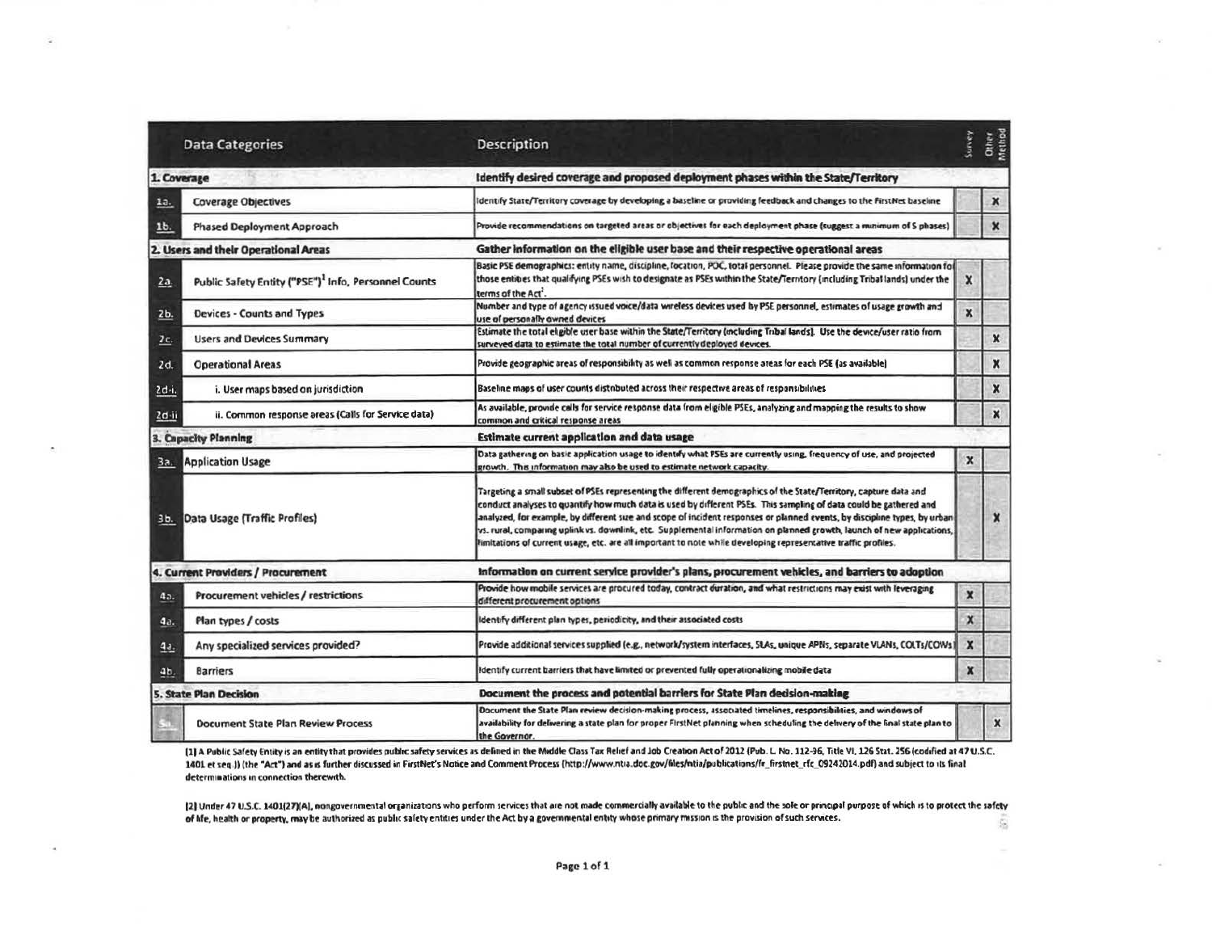| | Data Categories | Description | Survey | Other Method |
|---|---|---|---|---|
| **1. Coverage** | | **Identify desired coverage and proposed deployment phases within the State/Territory** | | |
| 1a. | Coverage Objectives | Identify State/Territory coverage by developing a baseline or providing feedback and changes to the FirstNet baseline | | X |
| 1b. | Phased Deployment Approach | Provide recommendations on targeted areas or objectives for each deployment phase (suggest a minimum of 5 phases) | | X |
| **2. Users and their Operational Areas** | | **Gather information on the eligible user base and their respective operational areas** | | |
| 2a. | Public Safety Entity ("PSE")[1] Info, Personnel Counts | Basic PSE demographics: entity name, discipline, location, POC, total personnel. Please provide the same information for those entities that qualifying PSEs wish to designate as PSEs within the State/Territory (including Tribal lands) under the terms of the Act[2]. | X | |
| 2b. | Devices - Counts and Types | Number and type of agency issued voice/data wireless devices used by PSE personnel, estimates of usage growth and use of personally owned devices | X | |
| 2c. | Users and Devices Summary | Estimate the total eligible user base within the State/Territory (including Tribal lands). Use the device/user ratio from surveyed data to estimate the total number of currently deployed devices. | | X |
| 2d. | Operational Areas | Provide geographic areas of responsibility as well as common response areas for each PSE (as available) | | X |
| 2d-i. | i. User maps based on jurisdiction | Baseline maps of user counts distributed across their respective areas of responsibilities | | X |
| 2d-ii | ii. Common response areas (Calls for Service data) | As available, provide calls for service response data from eligible PSEs, analyzing and mapping the results to show common and critical response areas | | X |
| **3. Capacity Planning** | | **Estimate current application and data usage** | | |
| 3a. | Application Usage | Data gathering on basic application usage to identify what PSEs are currently using, frequency of use, and projected growth. This information may also be used to estimate network capacity. | X | |
| 3b. | Data Usage (Traffic Profiles) | Targeting a small subset of PSEs representing the different demographics of the State/Territory, capture data and conduct analyses to quantify how much data is used by different PSEs. This sampling of data could be gathered and analyzed, for example, by different size and scope of incident responses or planned events, by discipline types, by urban vs. rural, comparing uplink vs. downlink, etc. Supplemental information on planned growth, launch of new applications, limitations of current usage, etc. are all important to note while developing representative traffic profiles. | | X |
| **4. Current Providers / Procurement** | | **Information on current service provider's plans, procurement vehicles, and barriers to adoption** | | |
| 4a. | Procurement vehicles / restrictions | Provide how mobile services are procured today, contract duration, and what restrictions may exist with leveraging different procurement options | X | |
| 4a. | Plan types / costs | Identify different plan types, periodicity, and their associated costs | X | |
| 4a. | Any specialized services provided? | Provide additional services supplied (e.g., network/system interfaces, SLAs, unique APNs, separate VLANs, COLTs/COWs) | X | |
| 4b. | Barriers | Identify current barriers that have limited or prevented fully operationalizing mobile data | X | |
| **5. State Plan Decision** | | **Document the process and potential barriers for State Plan decision-making** | | |
| 5a. | Document State Plan Review Process | Document the State Plan review decision-making process, associated timelines, responsibilities, and windows of availability for delivering a state plan for proper FirstNet planning when scheduling the delivery of the final state plan to the Governor. | | X |

[1] A Public Safety Entity is an entity that provides public safety services as defined in the Middle Class Tax Relief and Job Creation Act of 2012 (Pub. L. No. 112-96, Title VI, 126 Stat. 256 (codified at 47 U.S.C. 1401 et seq.)) (the "Act") and as is further discussed in FirstNet's Notice and Comment Process (http://www.ntia.doc.gov/files/ntia/publications/fr_firstnet_rfc_09242014.pdf) and subject to its final determinations in connection therewith.

[2] Under 47 U.S.C. 1401(27)(A), nongovernmental organizations who perform services that are not made commercially available to the public and the sole or principal purpose of which is to protect the safety of life, health or property, may be authorized as public safety entities under the Act by a governmental entity whose primary mission is the provision of such services.